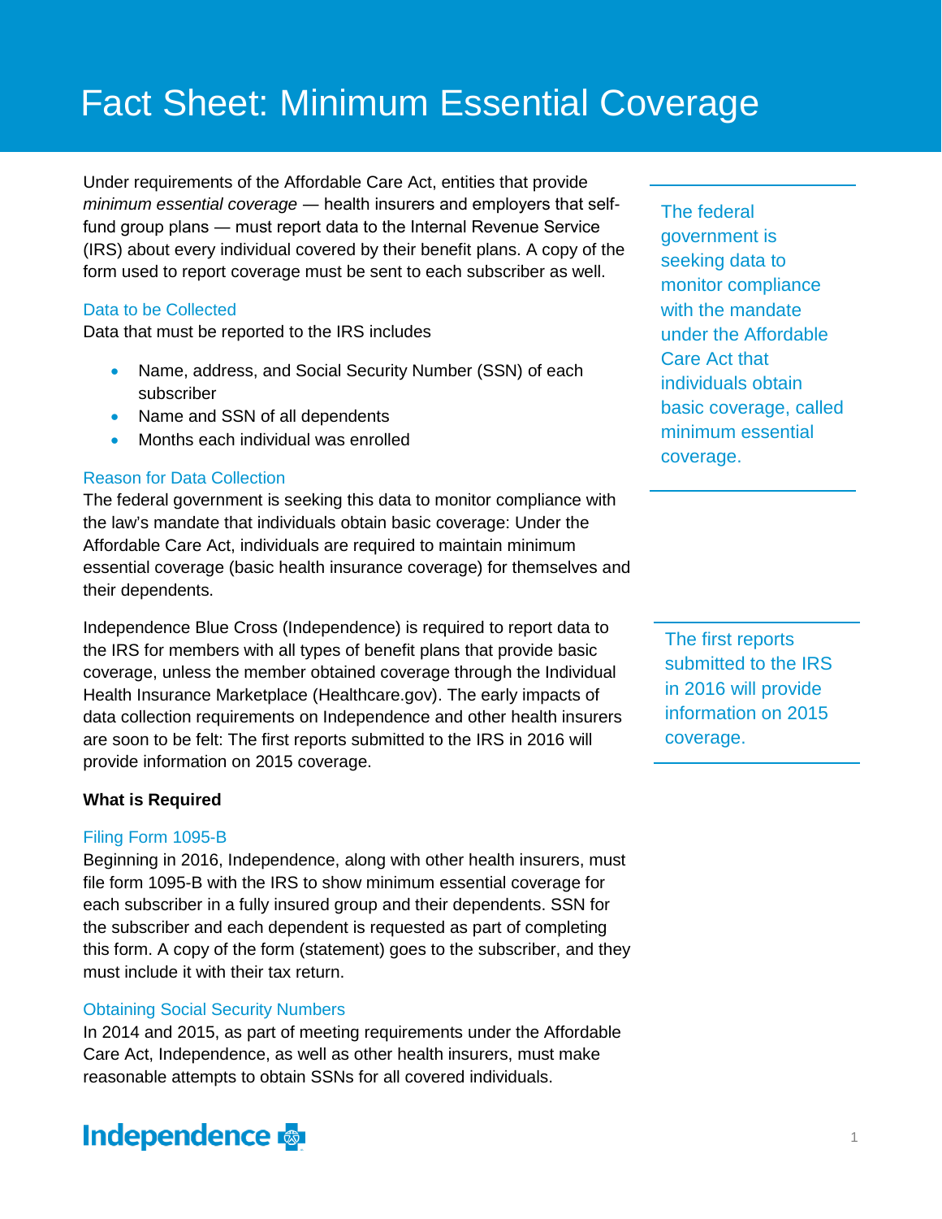# Fact Sheet: Minimum Essential Coverage

Under requirements of the Affordable Care Act, entities that provide *minimum essential coverage* — health insurers and employers that self-fund group plans — must report data to the Internal Revenue Service (IRS) about every individual covered by their benefit plans. A copy of the form used to report coverage must be sent to each subscriber as well.

> The federal government is seeking data to monitor compliance with the mandate under the Affordable Care Act that individuals obtain basic coverage, called minimum essential coverage.

### Data to be Collected

Data that must be reported to the IRS includes

- Name, address, and Social Security Number (SSN) of each subscriber
- Name and SSN of all dependents
- Months each individual was enrolled

### Reason for Data Collection

The federal government is seeking this data to monitor compliance with the law's mandate that individuals obtain basic coverage: Under the Affordable Care Act, individuals are required to maintain minimum essential coverage (basic health insurance coverage) for themselves and their dependents.

Independence Blue Cross (Independence) is required to report data to the IRS for members with all types of benefit plans that provide basic coverage, unless the member obtained coverage through the Individual Health Insurance Marketplace (Healthcare.gov). The early impacks of data collection requirements on Independence and other health insurers are soon to be felt: The first reports submitted to the IRS in 2016 will provide information on 2015 coverage.

> The first reports submitted to the IRS in 2016 will provide information on 2015 coverage.

## What is Required

### Filing Form 1095-B

Beginning in 2016, Independence, along with other health insurers, must file form 1095-B with the IRS to show minimum essential coverage for each subscriber in a fully insured group and their dependents. SSN for the subscriber and each dependent is requested as part of completing this form. A copy of the form (statement) goes to the subscriber, and they must include it with their tax return.

### Obtaining Social Security Numbers

In 2014 and 2015, as part of meeting requirements under the Affordable Care Act, Independence, as well as other health insurers, must make reasonable attempts to obtain SSNs for all covered individuals.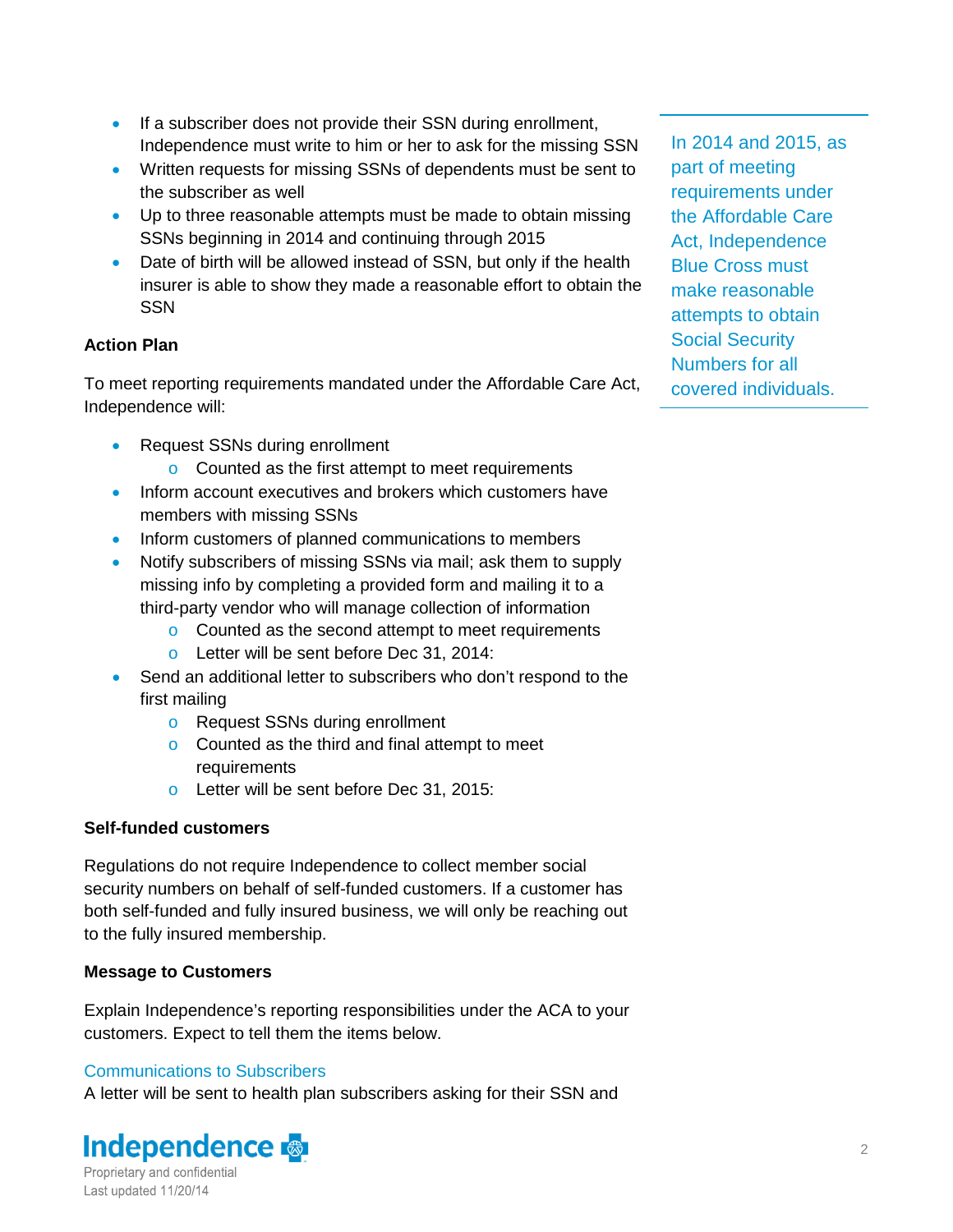- If a subscriber does not provide their SSN during enrollment, Independence must write to him or her to ask for the missing SSN
- Written requests for missing SSNs of dependents must be sent to the subscriber as well
- Up to three reasonable attempts must be made to obtain missing SSNs beginning in 2014 and continuing through 2015
- Date of birth will be allowed instead of SSN, but only if the health insurer is able to show they made a reasonable effort to obtain the SSN

In 2014 and 2015, as part of meeting requirements under the Affordable Care Act, Independence Blue Cross must make reasonable attempts to obtain Social Security Numbers for all covered individuals.

**Action Plan**

To meet reporting requirements mandated under the Affordable Care Act, Independence will:

- Request SSNs during enrollment
  - Counted as the first attempt to meet requirements
- Inform account executives and brokers which customers have members with missing SSNs
- Inform customers of planned communications to members
- Notify subscribers of missing SSNs via mail; ask them to supply missing info by completing a provided form and mailing it to a third-party vendor who will manage collection of information
  - Counted as the second attempt to meet requirements
  - Letter will be sent before Dec 31, 2014:
- Send an additional letter to subscribers who don't respond to the first mailing
  - Request SSNs during enrollment
  - Counted as the third and final attempt to meet requirements
  - Letter will be sent before Dec 31, 2015:

**Self-funded customers**

Regulations do not require Independence to collect member social security numbers on behalf of self-funded customers. If a customer has both self-funded and fully insured business, we will only be reaching out to the fully insured membership.

**Message to Customers**

Explain Independence's reporting responsibilities under the ACA to your customers. Expect to tell them the items below.

Communications to Subscribers

A letter will be sent to health plan subscribers asking for their SSN and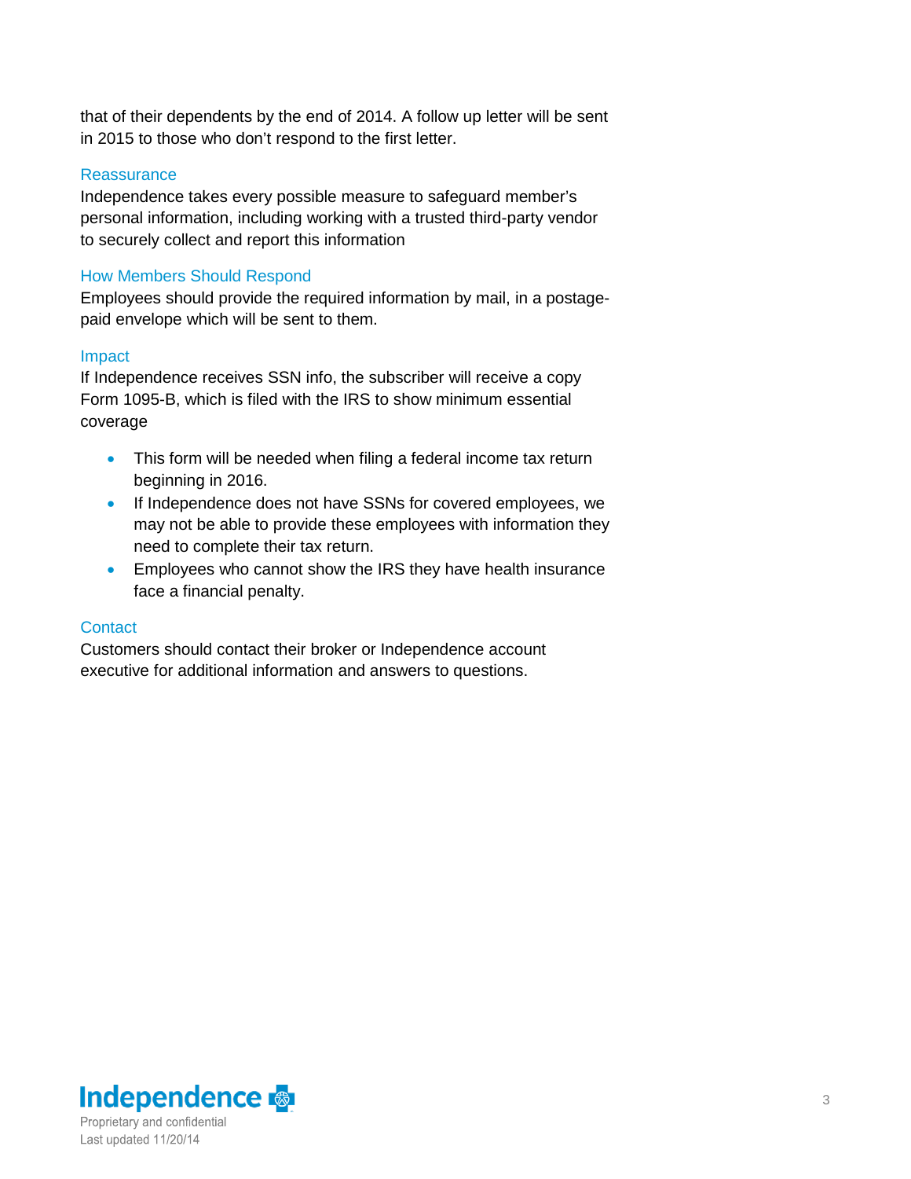that of their dependents by the end of 2014. A follow up letter will be sent in 2015 to those who don't respond to the first letter.

### Reassurance

Independence takes every possible measure to safeguard member's personal information, including working with a trusted third-party vendor to securely collect and report this information

### How Members Should Respond

Employees should provide the required information by mail, in a postage-paid envelope which will be sent to them.

### Impact

If Independence receives SSN info, the subscriber will receive a copy Form 1095-B, which is filed with the IRS to show minimum essential coverage

- This form will be needed when filing a federal income tax return beginning in 2016.
- If Independence does not have SSNs for covered employees, we may not be able to provide these employees with information they need to complete their tax return.
- Employees who cannot show the IRS they have health insurance face a financial penalty.

### Contact

Customers should contact their broker or Independence account executive for additional information and answers to questions.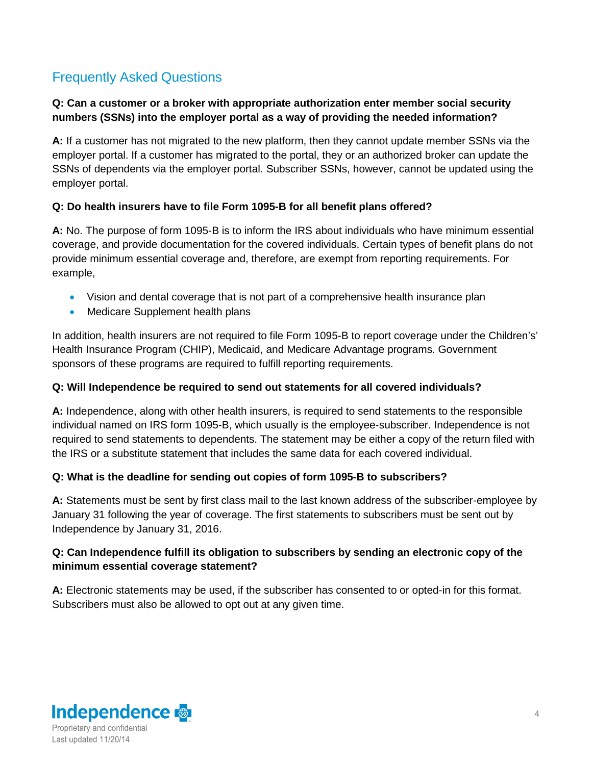## Frequently Asked Questions

**Q: Can a customer or a broker with appropriate authorization enter member social security numbers (SSNs) into the employer portal as a way of providing the needed information?**

**A:** If a customer has not migrated to the new platform, then they cannot update member SSNs via the employer portal. If a customer has migrated to the portal, they or an authorized broker can update the SSNs of dependents via the employer portal. Subscriber SSNs, however, cannot be updated using the employer portal.

**Q: Do health insurers have to file Form 1095-B for all benefit plans offered?**

**A:** No. The purpose of form 1095-B is to inform the IRS about individuals who have minimum essential coverage, and provide documentation for the covered individuals. Certain types of benefit plans do not provide minimum essential coverage and, therefore, are exempt from reporting requirements. For example,

- Vision and dental coverage that is not part of a comprehensive health insurance plan
- Medicare Supplement health plans

In addition, health insurers are not required to file Form 1095-B to report coverage under the Children's' Health Insurance Program (CHIP), Medicaid, and Medicare Advantage programs. Government sponsors of these programs are required to fulfill reporting requirements.

**Q: Will Independence be required to send out statements for all covered individuals?**

**A:** Independence, along with other health insurers, is required to send statements to the responsible individual named on IRS form 1095-B, which usually is the employee-subscriber. Independence is not required to send statements to dependents. The statement may be either a copy of the return filed with the IRS or a substitute statement that includes the same data for each covered individual.

**Q: What is the deadline for sending out copies of form 1095-B to subscribers?**

**A:** Statements must be sent by first class mail to the last known address of the subscriber-employee by January 31 following the year of coverage. The first statements to subscribers must be sent out by Independence by January 31, 2016.

**Q: Can Independence fulfill its obligation to subscribers by sending an electronic copy of the minimum essential coverage statement?**

**A:** Electronic statements may be used, if the subscriber has consented to or opted-in for this format. Subscribers must also be allowed to opt out at any given time.

Independence

Proprietary and confidential
Last updated 11/20/14